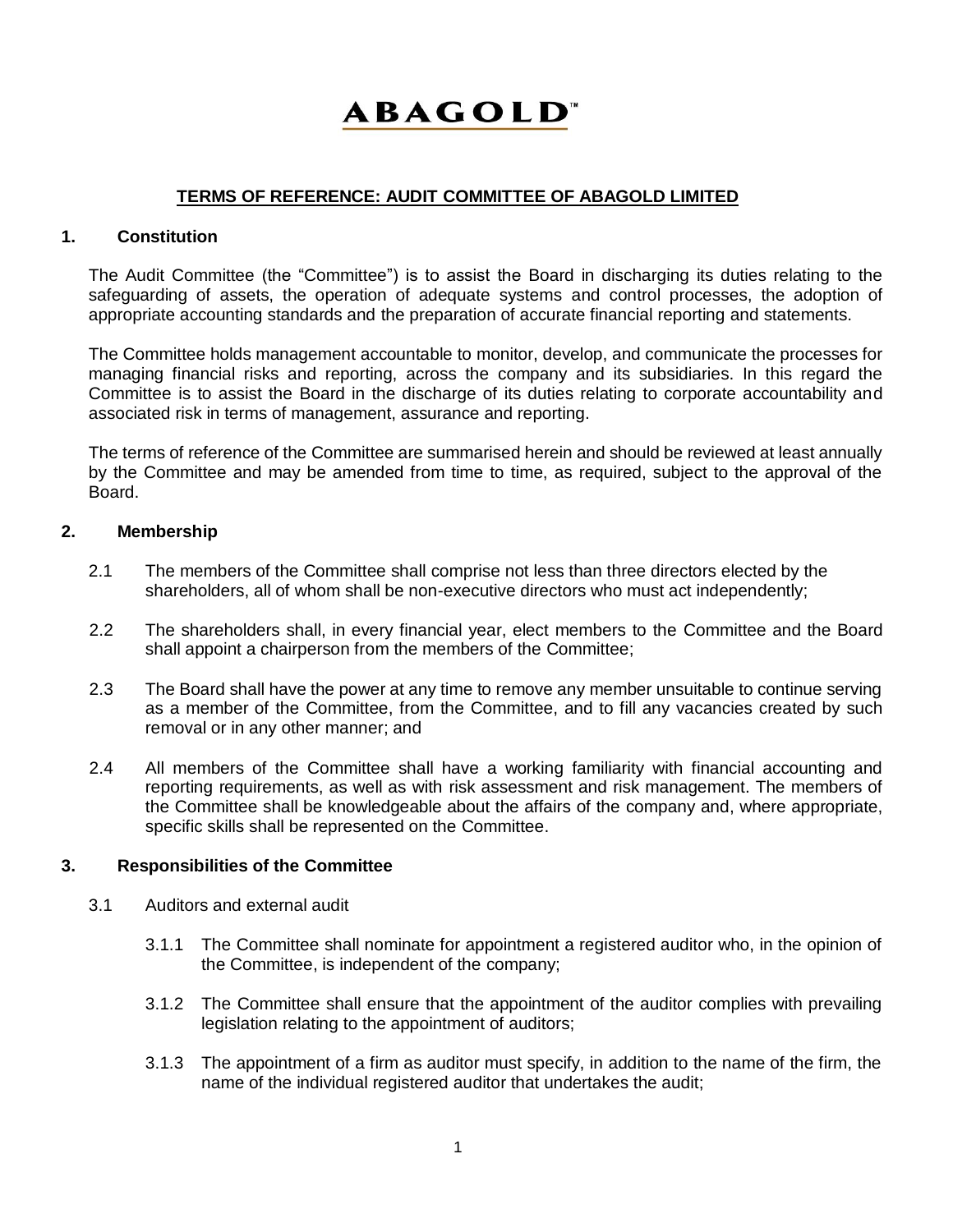ABAGOLD™

# TERMS OF REFERENCE: AUDIT COMMITTEE OF ABAGOLD LIMITED

## 1. Constitution

The Audit Committee (the "Committee") is to assist the Board in discharging its duties relating to the safeguarding of assets, the operation of adequate systems and control processes, the adoption of appropriate accounting standards and the preparation of accurate financial reporting and statements.

The Committee holds management accountable to monitor, develop, and communicate the processes for managing financial risks and reporting, across the company and its subsidiaries. In this regard the Committee is to assist the Board in the discharge of its duties relating to corporate accountability and associated risk in terms of management, assurance and reporting.

The terms of reference of the Committee are summarised herein and should be reviewed at least annually by the Committee and may be amended from time to time, as required, subject to the approval of the Board.

## 2. Membership

2.1 The members of the Committee shall comprise not less than three directors elected by the shareholders, all of whom shall be non-executive directors who must act independently;

2.2 The shareholders shall, in every financial year, elect members to the Committee and the Board shall appoint a chairperson from the members of the Committee;

2.3 The Board shall have the power at any time to remove any member unsuitable to continue serving as a member of the Committee, from the Committee, and to fill any vacancies created by such removal or in any other manner; and

2.4 All members of the Committee shall have a working familiarity with financial accounting and reporting requirements, as well as with risk assessment and risk management. The members of the Committee shall be knowledgeable about the affairs of the company and, where appropriate, specific skills shall be represented on the Committee.

## 3. Responsibilities of the Committee

3.1 Auditors and external audit

3.1.1 The Committee shall nominate for appointment a registered auditor who, in the opinion of the Committee, is independent of the company;

3.1.2 The Committee shall ensure that the appointment of the auditor complies with prevailing legislation relating to the appointment of auditors;

3.1.3 The appointment of a firm as auditor must specify, in addition to the name of the firm, the name of the individual registered auditor that undertakes the audit;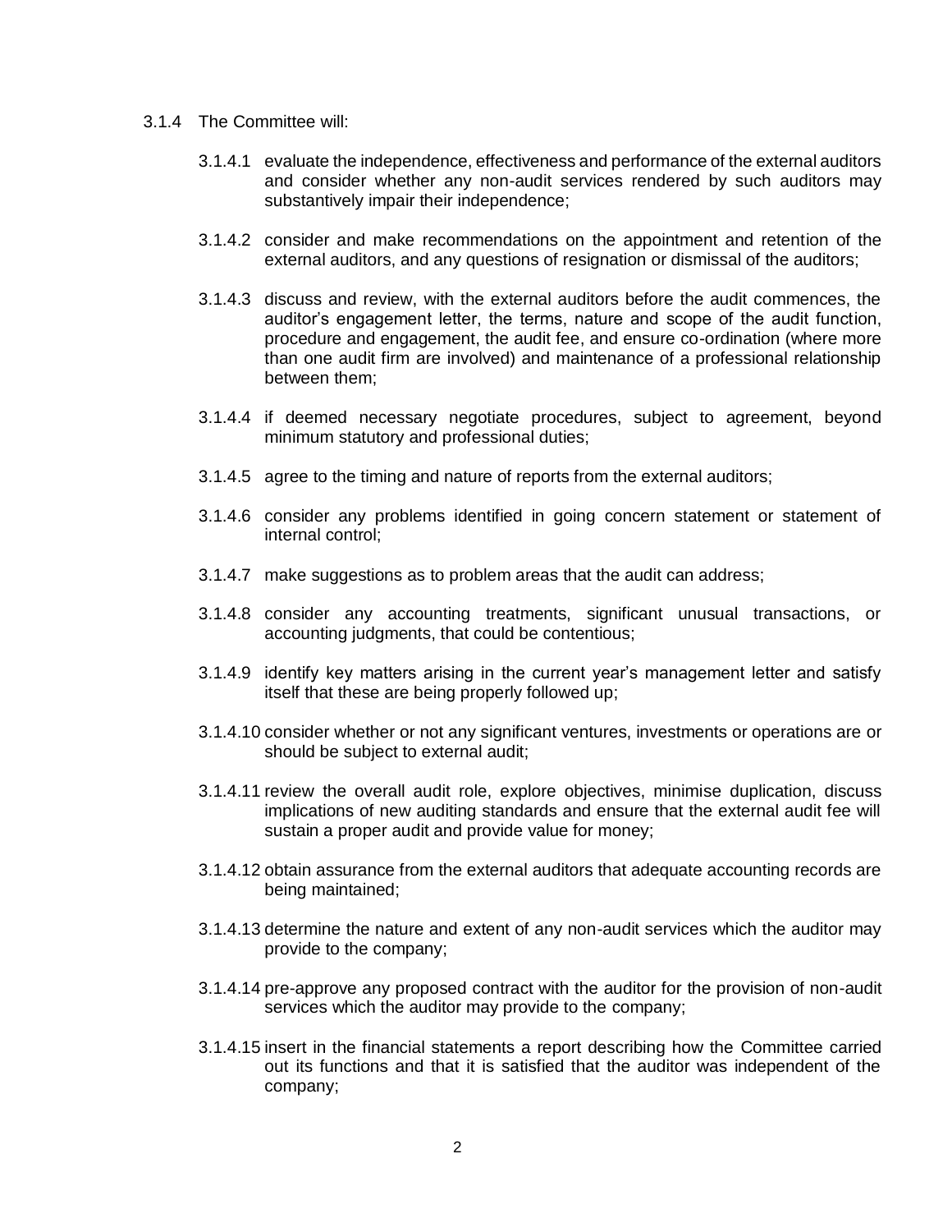3.1.4 The Committee will:

3.1.4.1 evaluate the independence, effectiveness and performance of the external auditors and consider whether any non-audit services rendered by such auditors may substantively impair their independence;

3.1.4.2 consider and make recommendations on the appointment and retention of the external auditors, and any questions of resignation or dismissal of the auditors;

3.1.4.3 discuss and review, with the external auditors before the audit commences, the auditor's engagement letter, the terms, nature and scope of the audit function, procedure and engagement, the audit fee, and ensure co-ordination (where more than one audit firm are involved) and maintenance of a professional relationship between them;

3.1.4.4 if deemed necessary negotiate procedures, subject to agreement, beyond minimum statutory and professional duties;

3.1.4.5 agree to the timing and nature of reports from the external auditors;

3.1.4.6 consider any problems identified in going concern statement or statement of internal control;

3.1.4.7 make suggestions as to problem areas that the audit can address;

3.1.4.8 consider any accounting treatments, significant unusual transactions, or accounting judgments, that could be contentious;

3.1.4.9 identify key matters arising in the current year's management letter and satisfy itself that these are being properly followed up;

3.1.4.10 consider whether or not any significant ventures, investments or operations are or should be subject to external audit;

3.1.4.11 review the overall audit role, explore objectives, minimise duplication, discuss implications of new auditing standards and ensure that the external audit fee will sustain a proper audit and provide value for money;

3.1.4.12 obtain assurance from the external auditors that adequate accounting records are being maintained;

3.1.4.13 determine the nature and extent of any non-audit services which the auditor may provide to the company;

3.1.4.14 pre-approve any proposed contract with the auditor for the provision of non-audit services which the auditor may provide to the company;

3.1.4.15 insert in the financial statements a report describing how the Committee carried out its functions and that it is satisfied that the auditor was independent of the company;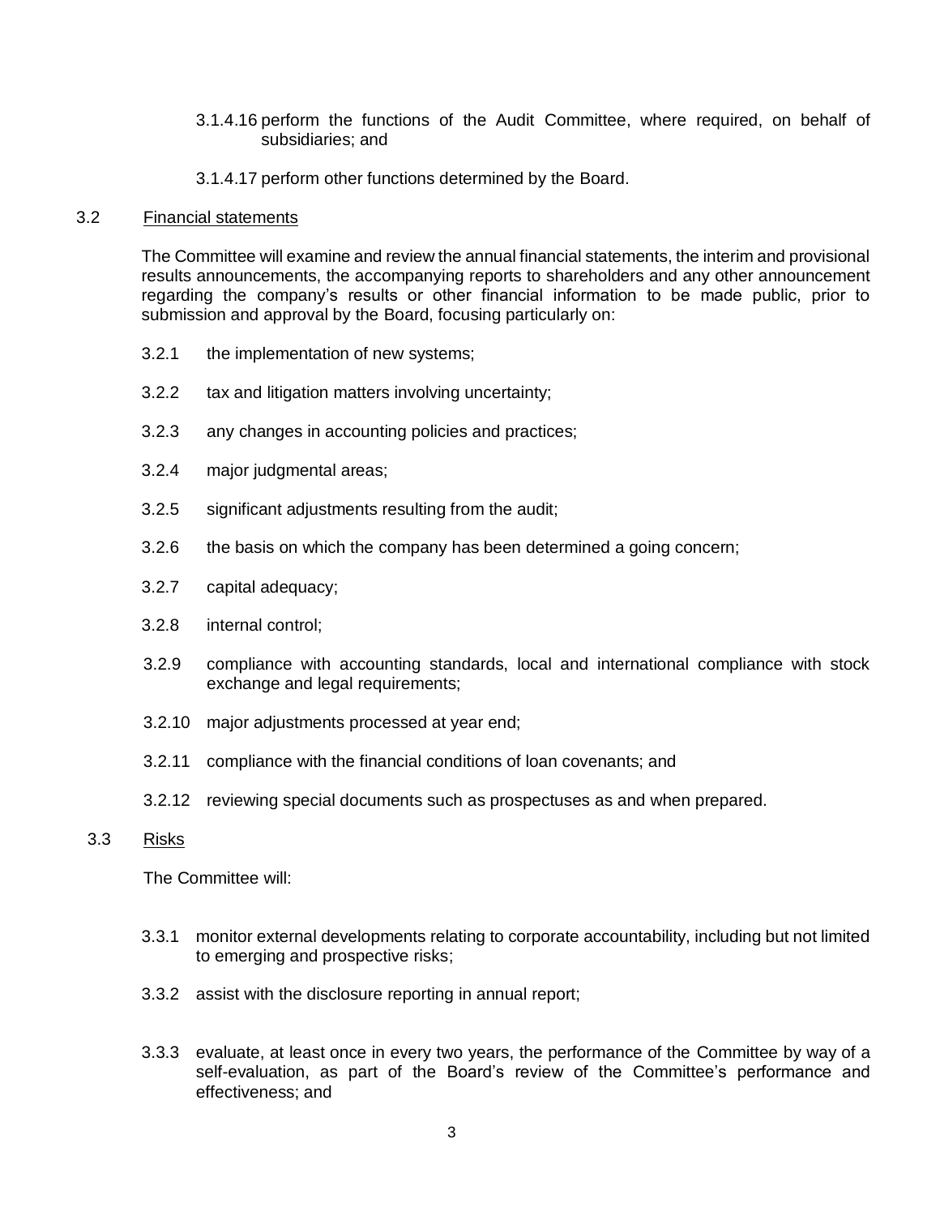3.1.4.16 perform the functions of the Audit Committee, where required, on behalf of subsidiaries; and

3.1.4.17 perform other functions determined by the Board.

3.2 Financial statements

The Committee will examine and review the annual financial statements, the interim and provisional results announcements, the accompanying reports to shareholders and any other announcement regarding the company's results or other financial information to be made public, prior to submission and approval by the Board, focusing particularly on:

3.2.1 the implementation of new systems;

3.2.2 tax and litigation matters involving uncertainty;

3.2.3 any changes in accounting policies and practices;

3.2.4 major judgmental areas;

3.2.5 significant adjustments resulting from the audit;

3.2.6 the basis on which the company has been determined a going concern;

3.2.7 capital adequacy;

3.2.8 internal control;

3.2.9 compliance with accounting standards, local and international compliance with stock exchange and legal requirements;

3.2.10 major adjustments processed at year end;

3.2.11 compliance with the financial conditions of loan covenants; and

3.2.12 reviewing special documents such as prospectuses as and when prepared.

3.3 Risks

The Committee will:

3.3.1 monitor external developments relating to corporate accountability, including but not limited to emerging and prospective risks;

3.3.2 assist with the disclosure reporting in annual report;

3.3.3 evaluate, at least once in every two years, the performance of the Committee by way of a self-evaluation, as part of the Board's review of the Committee's performance and effectiveness; and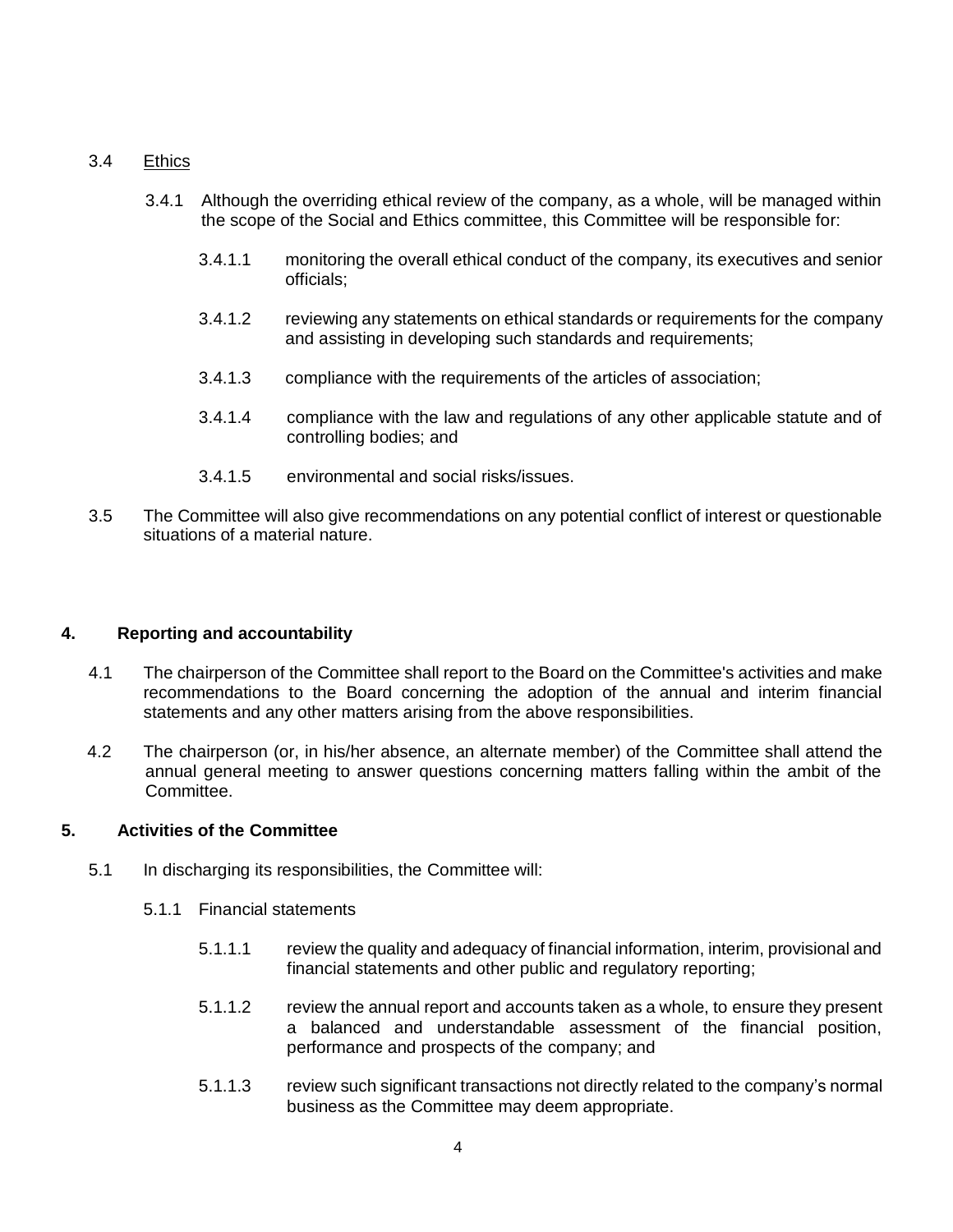3.4 Ethics

3.4.1 Although the overriding ethical review of the company, as a whole, will be managed within the scope of the Social and Ethics committee, this Committee will be responsible for:

3.4.1.1 monitoring the overall ethical conduct of the company, its executives and senior officials;

3.4.1.2 reviewing any statements on ethical standards or requirements for the company and assisting in developing such standards and requirements;

3.4.1.3 compliance with the requirements of the articles of association;

3.4.1.4 compliance with the law and regulations of any other applicable statute and of controlling bodies; and

3.4.1.5 environmental and social risks/issues.

3.5 The Committee will also give recommendations on any potential conflict of interest or questionable situations of a material nature.

## 4. Reporting and accountability

4.1 The chairperson of the Committee shall report to the Board on the Committee's activities and make recommendations to the Board concerning the adoption of the annual and interim financial statements and any other matters arising from the above responsibilities.

4.2 The chairperson (or, in his/her absence, an alternate member) of the Committee shall attend the annual general meeting to answer questions concerning matters falling within the ambit of the Committee.

## 5. Activities of the Committee

5.1 In discharging its responsibilities, the Committee will:

5.1.1 Financial statements

5.1.1.1 review the quality and adequacy of financial information, interim, provisional and financial statements and other public and regulatory reporting;

5.1.1.2 review the annual report and accounts taken as a whole, to ensure they present a balanced and understandable assessment of the financial position, performance and prospects of the company; and

5.1.1.3 review such significant transactions not directly related to the company's normal business as the Committee may deem appropriate.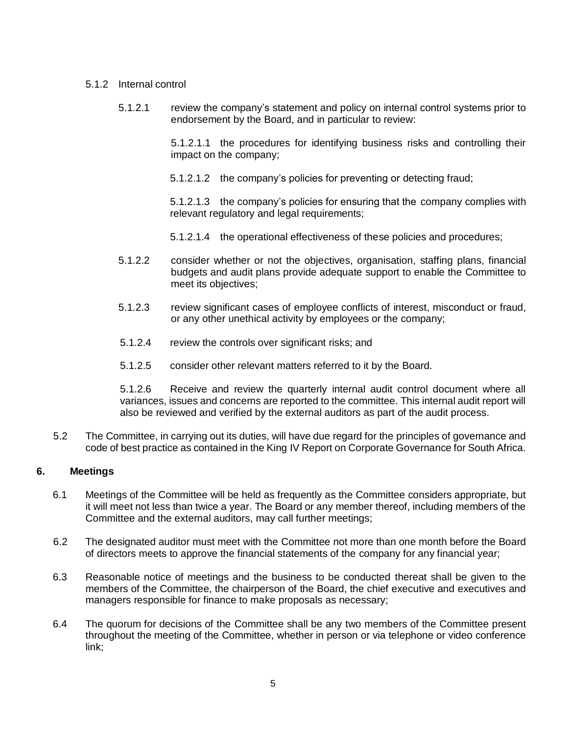5.1.2 Internal control

5.1.2.1 review the company's statement and policy on internal control systems prior to endorsement by the Board, and in particular to review:

5.1.2.1.1 the procedures for identifying business risks and controlling their impact on the company;

5.1.2.1.2 the company's policies for preventing or detecting fraud;

5.1.2.1.3 the company's policies for ensuring that the company complies with relevant regulatory and legal requirements;

5.1.2.1.4 the operational effectiveness of these policies and procedures;

5.1.2.2 consider whether or not the objectives, organisation, staffing plans, financial budgets and audit plans provide adequate support to enable the Committee to meet its objectives;

5.1.2.3 review significant cases of employee conflicts of interest, misconduct or fraud, or any other unethical activity by employees or the company;

5.1.2.4 review the controls over significant risks; and

5.1.2.5 consider other relevant matters referred to it by the Board.

5.1.2.6 Receive and review the quarterly internal audit control document where all variances, issues and concerns are reported to the committee. This internal audit report will also be reviewed and verified by the external auditors as part of the audit process.

5.2 The Committee, in carrying out its duties, will have due regard for the principles of governance and code of best practice as contained in the King IV Report on Corporate Governance for South Africa.

## 6. Meetings

6.1 Meetings of the Committee will be held as frequently as the Committee considers appropriate, but it will meet not less than twice a year. The Board or any member thereof, including members of the Committee and the external auditors, may call further meetings;

6.2 The designated auditor must meet with the Committee not more than one month before the Board of directors meets to approve the financial statements of the company for any financial year;

6.3 Reasonable notice of meetings and the business to be conducted thereat shall be given to the members of the Committee, the chairperson of the Board, the chief executive and executives and managers responsible for finance to make proposals as necessary;

6.4 The quorum for decisions of the Committee shall be any two members of the Committee present throughout the meeting of the Committee, whether in person or via telephone or video conference link;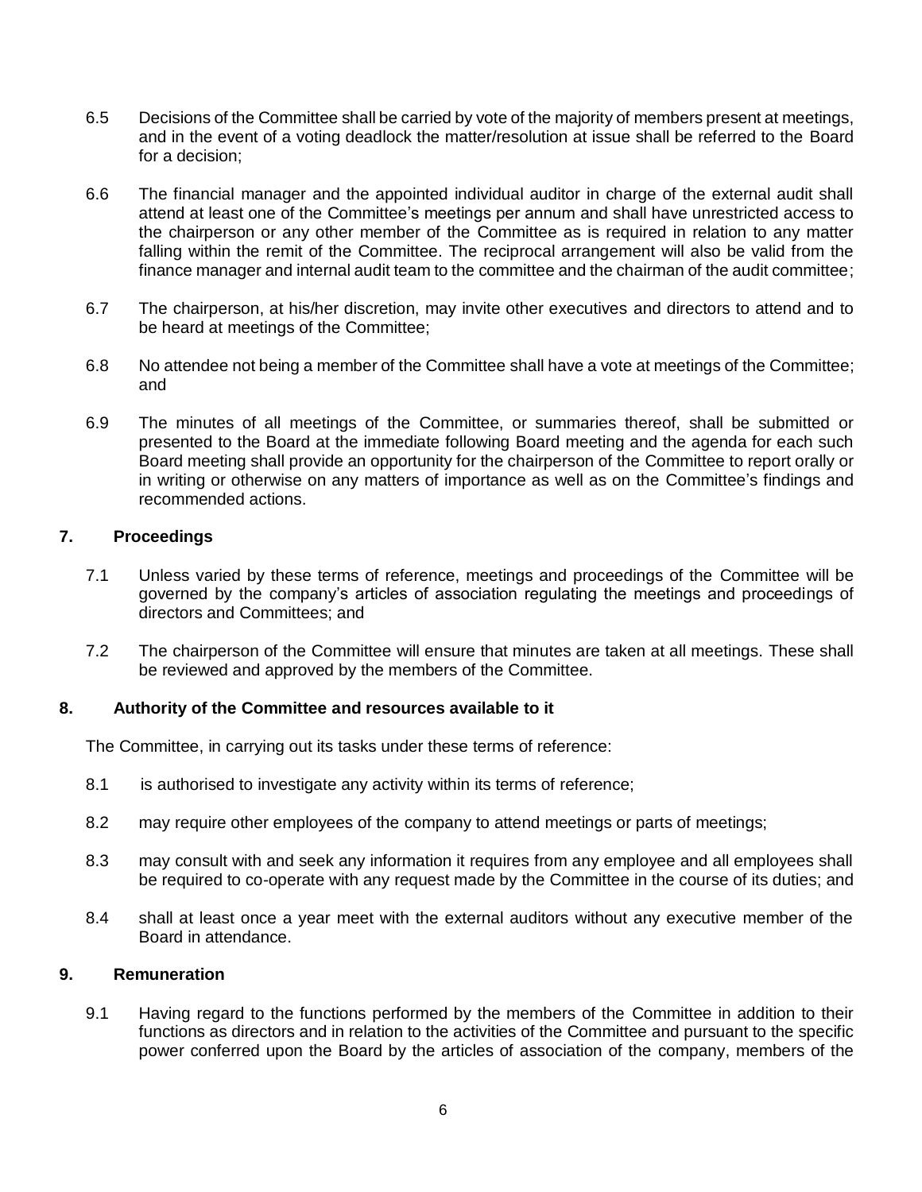6.5 Decisions of the Committee shall be carried by vote of the majority of members present at meetings, and in the event of a voting deadlock the matter/resolution at issue shall be referred to the Board for a decision;

6.6 The financial manager and the appointed individual auditor in charge of the external audit shall attend at least one of the Committee's meetings per annum and shall have unrestricted access to the chairperson or any other member of the Committee as is required in relation to any matter falling within the remit of the Committee. The reciprocal arrangement will also be valid from the finance manager and internal audit team to the committee and the chairman of the audit committee;

6.7 The chairperson, at his/her discretion, may invite other executives and directors to attend and to be heard at meetings of the Committee;

6.8 No attendee not being a member of the Committee shall have a vote at meetings of the Committee; and

6.9 The minutes of all meetings of the Committee, or summaries thereof, shall be submitted or presented to the Board at the immediate following Board meeting and the agenda for each such Board meeting shall provide an opportunity for the chairperson of the Committee to report orally or in writing or otherwise on any matters of importance as well as on the Committee's findings and recommended actions.

## 7. Proceedings

7.1 Unless varied by these terms of reference, meetings and proceedings of the Committee will be governed by the company's articles of association regulating the meetings and proceedings of directors and Committees; and

7.2 The chairperson of the Committee will ensure that minutes are taken at all meetings. These shall be reviewed and approved by the members of the Committee.

## 8. Authority of the Committee and resources available to it

The Committee, in carrying out its tasks under these terms of reference:

8.1 is authorised to investigate any activity within its terms of reference;

8.2 may require other employees of the company to attend meetings or parts of meetings;

8.3 may consult with and seek any information it requires from any employee and all employees shall be required to co-operate with any request made by the Committee in the course of its duties; and

8.4 shall at least once a year meet with the external auditors without any executive member of the Board in attendance.

## 9. Remuneration

9.1 Having regard to the functions performed by the members of the Committee in addition to their functions as directors and in relation to the activities of the Committee and pursuant to the specific power conferred upon the Board by the articles of association of the company, members of the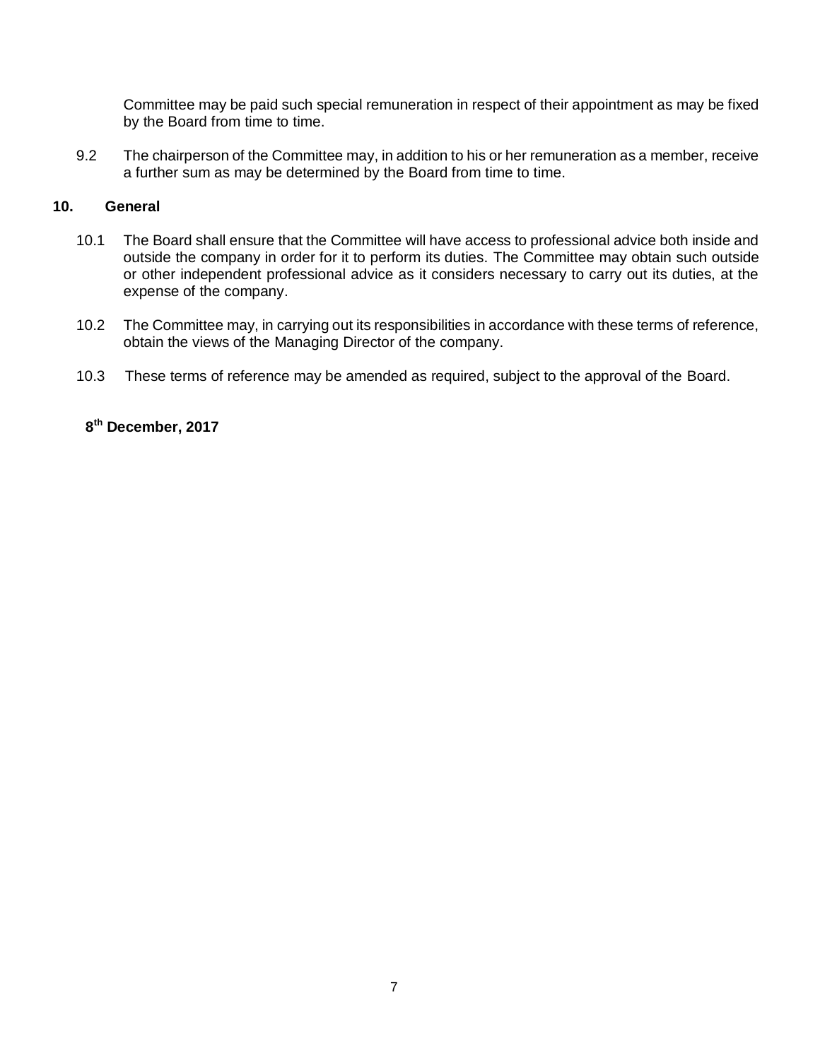Committee may be paid such special remuneration in respect of their appointment as may be fixed by the Board from time to time.

9.2 The chairperson of the Committee may, in addition to his or her remuneration as a member, receive a further sum as may be determined by the Board from time to time.

## 10. General

10.1 The Board shall ensure that the Committee will have access to professional advice both inside and outside the company in order for it to perform its duties. The Committee may obtain such outside or other independent professional advice as it considers necessary to carry out its duties, at the expense of the company.

10.2 The Committee may, in carrying out its responsibilities in accordance with these terms of reference, obtain the views of the Managing Director of the company.

10.3 These terms of reference may be amended as required, subject to the approval of the Board.

**8th December, 2017**